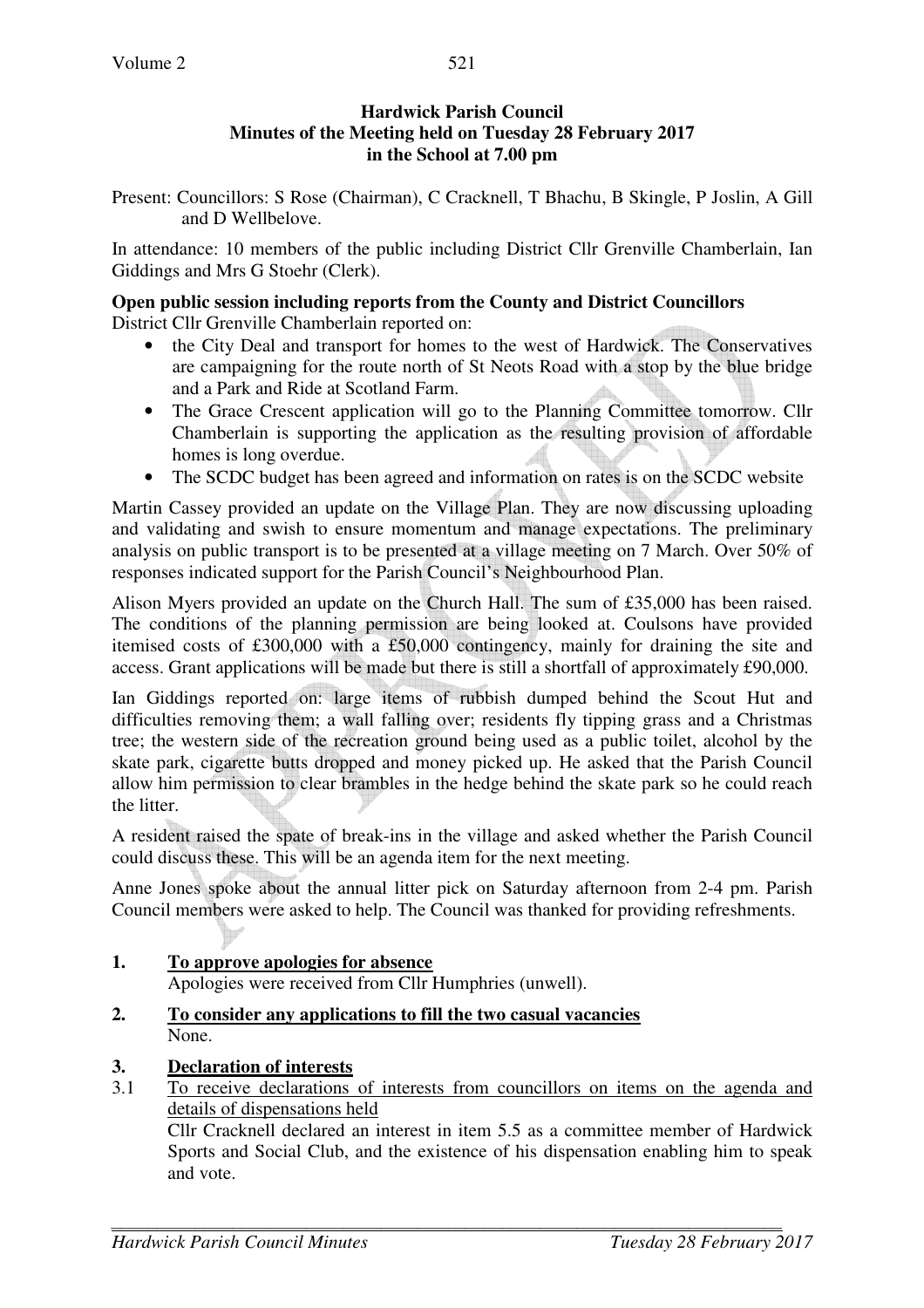**Hardwick Parish Council**
**Minutes of the Meeting held on Tuesday 28 February 2017**
**in the School at 7.00 pm**

Present: Councillors: S Rose (Chairman), C Cracknell, T Bhachu, B Skingle, P Joslin, A Gill and D Wellbelove.

In attendance: 10 members of the public including District Cllr Grenville Chamberlain, Ian Giddings and Mrs G Stoehr (Clerk).

**Open public session including reports from the County and District Councillors**

District Cllr Grenville Chamberlain reported on:

- the City Deal and transport for homes to the west of Hardwick. The Conservatives are campaigning for the route north of St Neots Road with a stop by the blue bridge and a Park and Ride at Scotland Farm.
- The Grace Crescent application will go to the Planning Committee tomorrow. Cllr Chamberlain is supporting the application as the resulting provision of affordable homes is long overdue.
- The SCDC budget has been agreed and information on rates is on the SCDC website

Martin Cassey provided an update on the Village Plan. They are now discussing uploading and validating and swish to ensure momentum and manage expectations. The preliminary analysis on public transport is to be presented at a village meeting on 7 March. Over 50% of responses indicated support for the Parish Council's Neighbourhood Plan.

Alison Myers provided an update on the Church Hall. The sum of £35,000 has been raised. The conditions of the planning permission are being looked at. Coulsons have provided itemised costs of £300,000 with a £50,000 contingency, mainly for draining the site and access. Grant applications will be made but there is still a shortfall of approximately £90,000.

Ian Giddings reported on: large items of rubbish dumped behind the Scout Hut and difficulties removing them; a wall falling over; residents fly tipping grass and a Christmas tree; the western side of the recreation ground being used as a public toilet, alcohol by the skate park, cigarette butts dropped and money picked up. He asked that the Parish Council allow him permission to clear brambles in the hedge behind the skate park so he could reach the litter.

A resident raised the spate of break-ins in the village and asked whether the Parish Council could discuss these. This will be an agenda item for the next meeting.

Anne Jones spoke about the annual litter pick on Saturday afternoon from 2-4 pm. Parish Council members were asked to help. The Council was thanked for providing refreshments.

**1. To approve apologies for absence**

Apologies were received from Cllr Humphries (unwell).

**2. To consider any applications to fill the two casual vacancies**

None.

**3. Declaration of interests**

3.1 To receive declarations of interests from councillors on items on the agenda and details of dispensations held

Cllr Cracknell declared an interest in item 5.5 as a committee member of Hardwick Sports and Social Club, and the existence of his dispensation enabling him to speak and vote.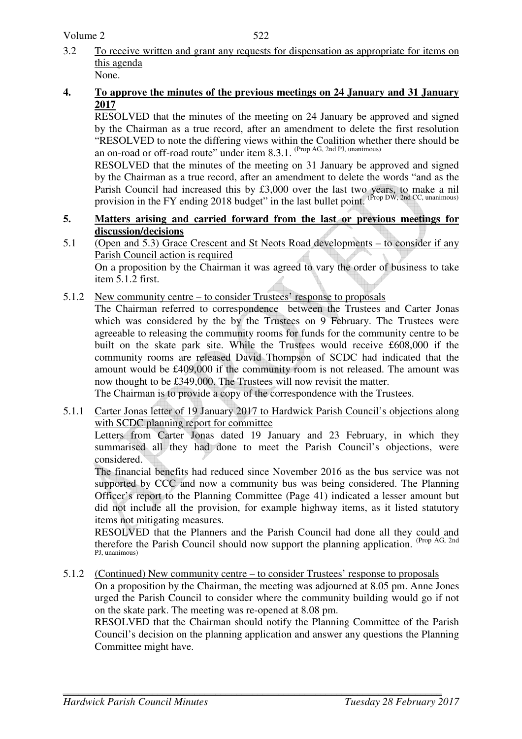3.2 To receive written and grant any requests for dispensation as appropriate for items on this agenda

None.

**4. To approve the minutes of the previous meetings on 24 January and 31 January 2017**

RESOLVED that the minutes of the meeting on 24 January be approved and signed by the Chairman as a true record, after an amendment to delete the first resolution "RESOLVED to note the differing views within the Coalition whether there should be an on-road or off-road route" under item 8.3.1. (Prop AG, 2nd PJ, unanimous)

RESOLVED that the minutes of the meeting on 31 January be approved and signed by the Chairman as a true record, after an amendment to delete the words "and as the Parish Council had increased this by £3,000 over the last two years, to make a nil provision in the FY ending 2018 budget" in the last bullet point. (Prop DW, 2nd CC, unanimous)

**5. Matters arising and carried forward from the last or previous meetings for discussion/decisions**

5.1 (Open and 5.3) Grace Crescent and St Neots Road developments – to consider if any Parish Council action is required

On a proposition by the Chairman it was agreed to vary the order of business to take item 5.1.2 first.

5.1.2 New community centre – to consider Trustees' response to proposals

The Chairman referred to correspondence between the Trustees and Carter Jonas which was considered by the by the Trustees on 9 February. The Trustees were agreeable to releasing the community rooms for funds for the community centre to be built on the skate park site. While the Trustees would receive £608,000 if the community rooms are released David Thompson of SCDC had indicated that the amount would be £409,000 if the community room is not released. The amount was now thought to be £349,000. The Trustees will now revisit the matter.

The Chairman is to provide a copy of the correspondence with the Trustees.

5.1.1 Carter Jonas letter of 19 January 2017 to Hardwick Parish Council's objections along with SCDC planning report for committee

Letters from Carter Jonas dated 19 January and 23 February, in which they summarised all they had done to meet the Parish Council's objections, were considered.

The financial benefits had reduced since November 2016 as the bus service was not supported by CCC and now a community bus was being considered. The Planning Officer's report to the Planning Committee (Page 41) indicated a lesser amount but did not include all the provision, for example highway items, as it listed statutory items not mitigating measures.

RESOLVED that the Planners and the Parish Council had done all they could and therefore the Parish Council should now support the planning application. (Prop AG, 2nd PJ, unanimous)

5.1.2 (Continued) New community centre – to consider Trustees' response to proposals

On a proposition by the Chairman, the meeting was adjourned at 8.05 pm. Anne Jones urged the Parish Council to consider where the community building would go if not on the skate park. The meeting was re-opened at 8.08 pm.

RESOLVED that the Chairman should notify the Planning Committee of the Parish Council's decision on the planning application and answer any questions the Planning Committee might have.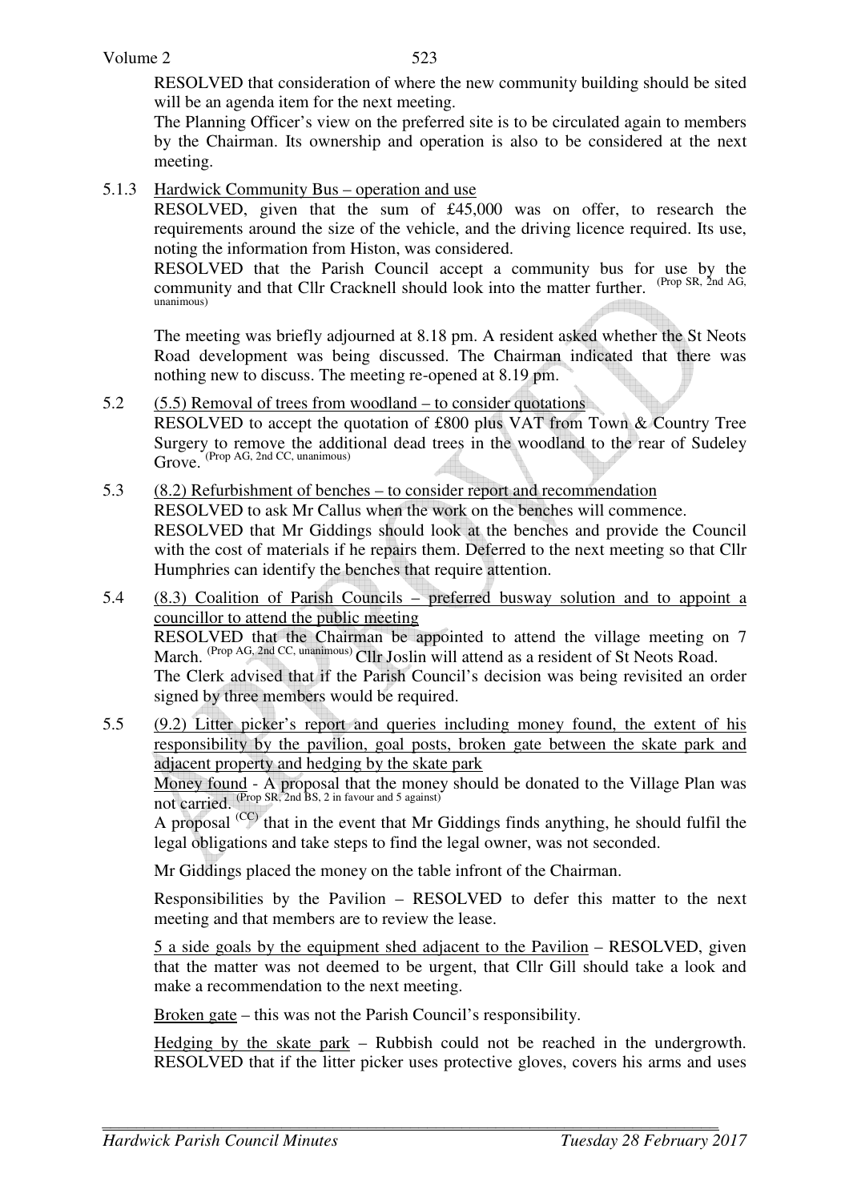RESOLVED that consideration of where the new community building should be sited will be an agenda item for the next meeting.

The Planning Officer's view on the preferred site is to be circulated again to members by the Chairman. Its ownership and operation is also to be considered at the next meeting.

5.1.3 Hardwick Community Bus – operation and use

RESOLVED, given that the sum of £45,000 was on offer, to research the requirements around the size of the vehicle, and the driving licence required. Its use, noting the information from Histon, was considered.

RESOLVED that the Parish Council accept a community bus for use by the community and that Cllr Cracknell should look into the matter further. (Prop SR, 2nd AG, unanimous)

The meeting was briefly adjourned at 8.18 pm. A resident asked whether the St Neots Road development was being discussed. The Chairman indicated that there was nothing new to discuss. The meeting re-opened at 8.19 pm.

5.2 (5.5) Removal of trees from woodland – to consider quotations

RESOLVED to accept the quotation of £800 plus VAT from Town & Country Tree Surgery to remove the additional dead trees in the woodland to the rear of Sudeley Grove. (Prop AG, 2nd CC, unanimous)

5.3 (8.2) Refurbishment of benches – to consider report and recommendation

RESOLVED to ask Mr Callus when the work on the benches will commence.

RESOLVED that Mr Giddings should look at the benches and provide the Council with the cost of materials if he repairs them. Deferred to the next meeting so that Cllr Humphries can identify the benches that require attention.

5.4 (8.3) Coalition of Parish Councils – preferred busway solution and to appoint a councillor to attend the public meeting

RESOLVED that the Chairman be appointed to attend the village meeting on 7 March. (Prop AG, 2nd CC, unanimous) Cllr Joslin will attend as a resident of St Neots Road.

The Clerk advised that if the Parish Council's decision was being revisited an order signed by three members would be required.

5.5 (9.2) Litter picker's report and queries including money found, the extent of his responsibility by the pavilion, goal posts, broken gate between the skate park and adjacent property and hedging by the skate park

Money found - A proposal that the money should be donated to the Village Plan was not carried. (Prop SR, 2nd BS, 2 in favour and 5 against)

A proposal (CC) that in the event that Mr Giddings finds anything, he should fulfil the legal obligations and take steps to find the legal owner, was not seconded.

Mr Giddings placed the money on the table infront of the Chairman.

Responsibilities by the Pavilion – RESOLVED to defer this matter to the next meeting and that members are to review the lease.

5 a side goals by the equipment shed adjacent to the Pavilion – RESOLVED, given that the matter was not deemed to be urgent, that Cllr Gill should take a look and make a recommendation to the next meeting.

Broken gate – this was not the Parish Council's responsibility.

Hedging by the skate park – Rubbish could not be reached in the undergrowth. RESOLVED that if the litter picker uses protective gloves, covers his arms and uses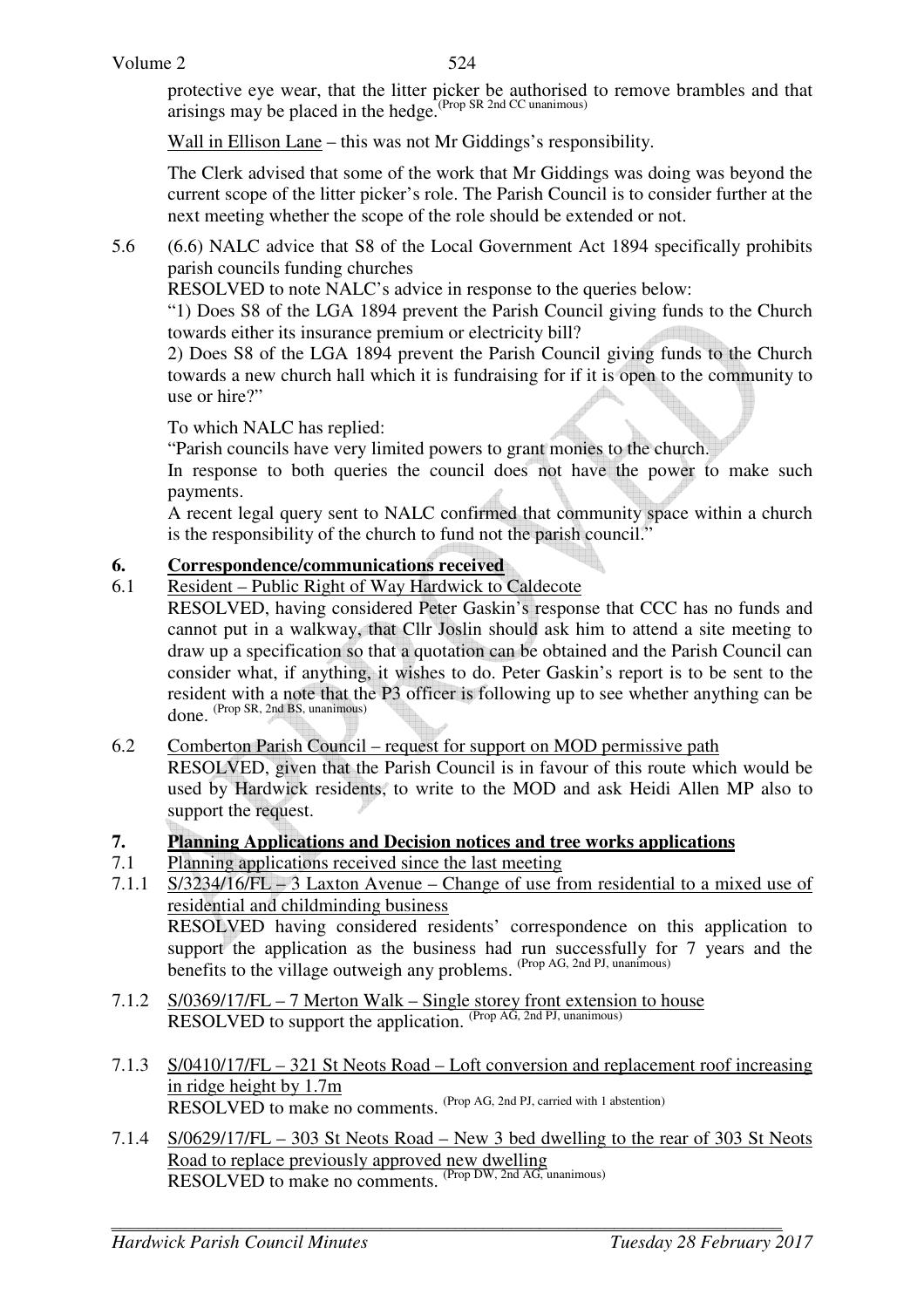protective eye wear, that the litter picker be authorised to remove brambles and that arisings may be placed in the hedge.(Prop SR 2nd CC unanimous)

Wall in Ellison Lane – this was not Mr Giddings's responsibility.

The Clerk advised that some of the work that Mr Giddings was doing was beyond the current scope of the litter picker's role. The Parish Council is to consider further at the next meeting whether the scope of the role should be extended or not.

5.6 (6.6) NALC advice that S8 of the Local Government Act 1894 specifically prohibits parish councils funding churches

RESOLVED to note NALC's advice in response to the queries below:

"1) Does S8 of the LGA 1894 prevent the Parish Council giving funds to the Church towards either its insurance premium or electricity bill?

2) Does S8 of the LGA 1894 prevent the Parish Council giving funds to the Church towards a new church hall which it is fundraising for if it is open to the community to use or hire?"

To which NALC has replied:

"Parish councils have very limited powers to grant monies to the church.

In response to both queries the council does not have the power to make such payments.

A recent legal query sent to NALC confirmed that community space within a church is the responsibility of the church to fund not the parish council."

## 6. Correspondence/communications received

6.1 Resident – Public Right of Way Hardwick to Caldecote

RESOLVED, having considered Peter Gaskin's response that CCC has no funds and cannot put in a walkway, that Cllr Joslin should ask him to attend a site meeting to draw up a specification so that a quotation can be obtained and the Parish Council can consider what, if anything, it wishes to do. Peter Gaskin's report is to be sent to the resident with a note that the P3 officer is following up to see whether anything can be done. (Prop SR, 2nd BS, unanimous)

6.2 Comberton Parish Council – request for support on MOD permissive path

RESOLVED, given that the Parish Council is in favour of this route which would be used by Hardwick residents, to write to the MOD and ask Heidi Allen MP also to support the request.

## 7. Planning Applications and Decision notices and tree works applications

7.1 Planning applications received since the last meeting

7.1.1 S/3234/16/FL – 3 Laxton Avenue – Change of use from residential to a mixed use of residential and childminding business

RESOLVED having considered residents' correspondence on this application to support the application as the business had run successfully for 7 years and the benefits to the village outweigh any problems. (Prop AG, 2nd PJ, unanimous)

7.1.2 S/0369/17/FL – 7 Merton Walk – Single storey front extension to house

RESOLVED to support the application. (Prop AG, 2nd PJ, unanimous)

7.1.3 S/0410/17/FL – 321 St Neots Road – Loft conversion and replacement roof increasing in ridge height by 1.7m

RESOLVED to make no comments. (Prop AG, 2nd PJ, carried with 1 abstention)

7.1.4 S/0629/17/FL – 303 St Neots Road – New 3 bed dwelling to the rear of 303 St Neots Road to replace previously approved new dwelling

RESOLVED to make no comments. (Prop DW, 2nd AG, unanimous)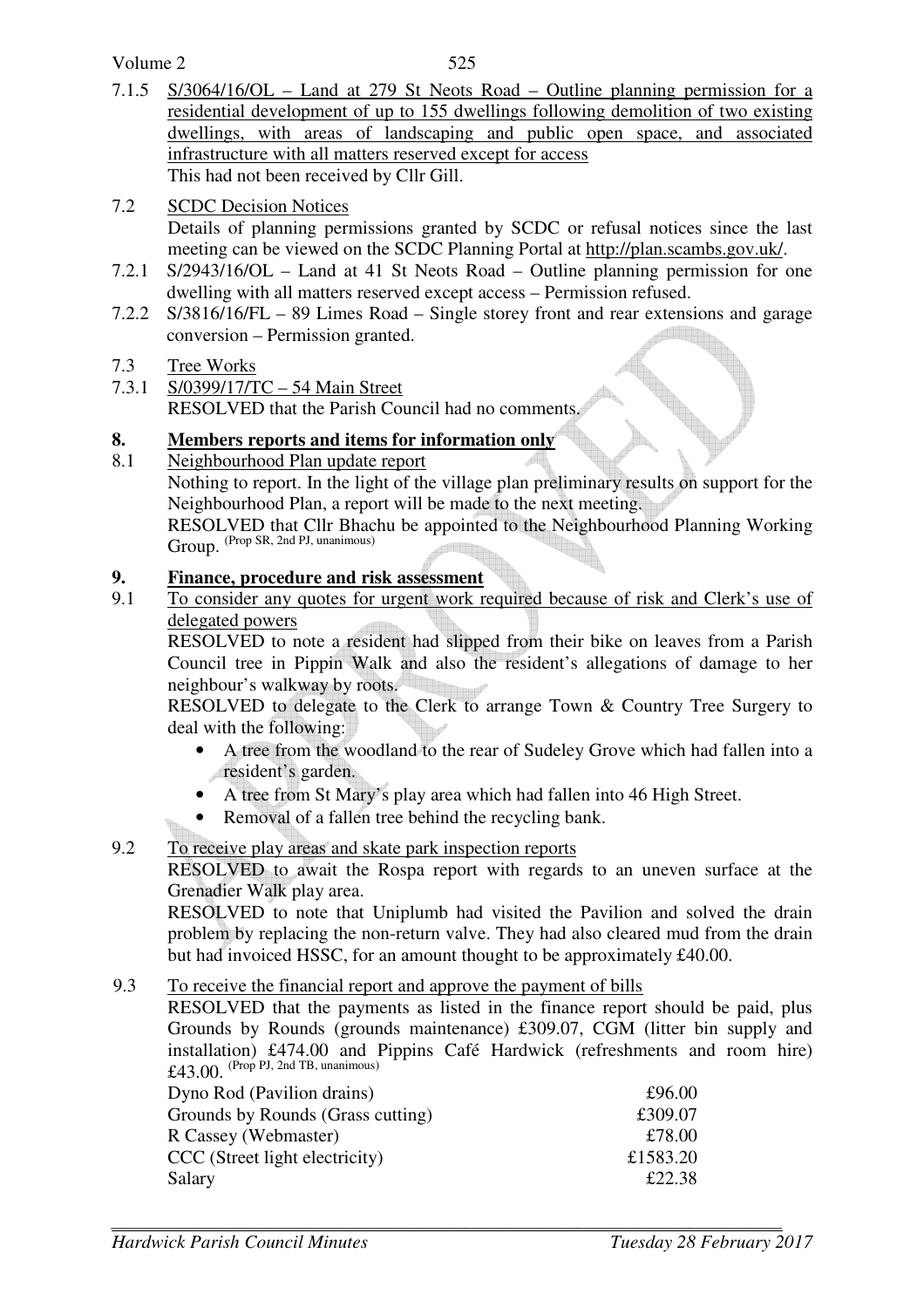7.1.5 S/3064/16/OL – Land at 279 St Neots Road – Outline planning permission for a residential development of up to 155 dwellings following demolition of two existing dwellings, with areas of landscaping and public open space, and associated infrastructure with all matters reserved except for access

This had not been received by Cllr Gill.

7.2 SCDC Decision Notices

Details of planning permissions granted by SCDC or refusal notices since the last meeting can be viewed on the SCDC Planning Portal at http://plan.scambs.gov.uk/.

7.2.1 S/2943/16/OL – Land at 41 St Neots Road – Outline planning permission for one dwelling with all matters reserved except access – Permission refused.

7.2.2 S/3816/16/FL – 89 Limes Road – Single storey front and rear extensions and garage conversion – Permission granted.

7.3 Tree Works

7.3.1 S/0399/17/TC – 54 Main Street

RESOLVED that the Parish Council had no comments.

## 8. Members reports and items for information only

8.1 Neighbourhood Plan update report

Nothing to report. In the light of the village plan preliminary results on support for the Neighbourhood Plan, a report will be made to the next meeting.

RESOLVED that Cllr Bhachu be appointed to the Neighbourhood Planning Working Group. (Prop SR, 2nd PJ, unanimous)

## 9. Finance, procedure and risk assessment

9.1 To consider any quotes for urgent work required because of risk and Clerk's use of delegated powers

RESOLVED to note a resident had slipped from their bike on leaves from a Parish Council tree in Pippin Walk and also the resident's allegations of damage to her neighbour's walkway by roots.

RESOLVED to delegate to the Clerk to arrange Town & Country Tree Surgery to deal with the following:

- A tree from the woodland to the rear of Sudeley Grove which had fallen into a resident's garden.
- A tree from St Mary's play area which had fallen into 46 High Street.
- Removal of a fallen tree behind the recycling bank.

9.2 To receive play areas and skate park inspection reports

RESOLVED to await the Rospa report with regards to an uneven surface at the Grenadier Walk play area.

RESOLVED to note that Uniplumb had visited the Pavilion and solved the drain problem by replacing the non-return valve. They had also cleared mud from the drain but had invoiced HSSC, for an amount thought to be approximately £40.00.

9.3 To receive the financial report and approve the payment of bills

RESOLVED that the payments as listed in the finance report should be paid, plus Grounds by Rounds (grounds maintenance) £309.07, CGM (litter bin supply and installation) £474.00 and Pippins Café Hardwick (refreshments and room hire) £43.00. (Prop PJ, 2nd TB, unanimous)

| | |
|---|---|
| Dyno Rod (Pavilion drains) | £96.00 |
| Grounds by Rounds (Grass cutting) | £309.07 |
| R Cassey (Webmaster) | £78.00 |
| CCC (Street light electricity) | £1583.20 |
| Salary | £22.38 |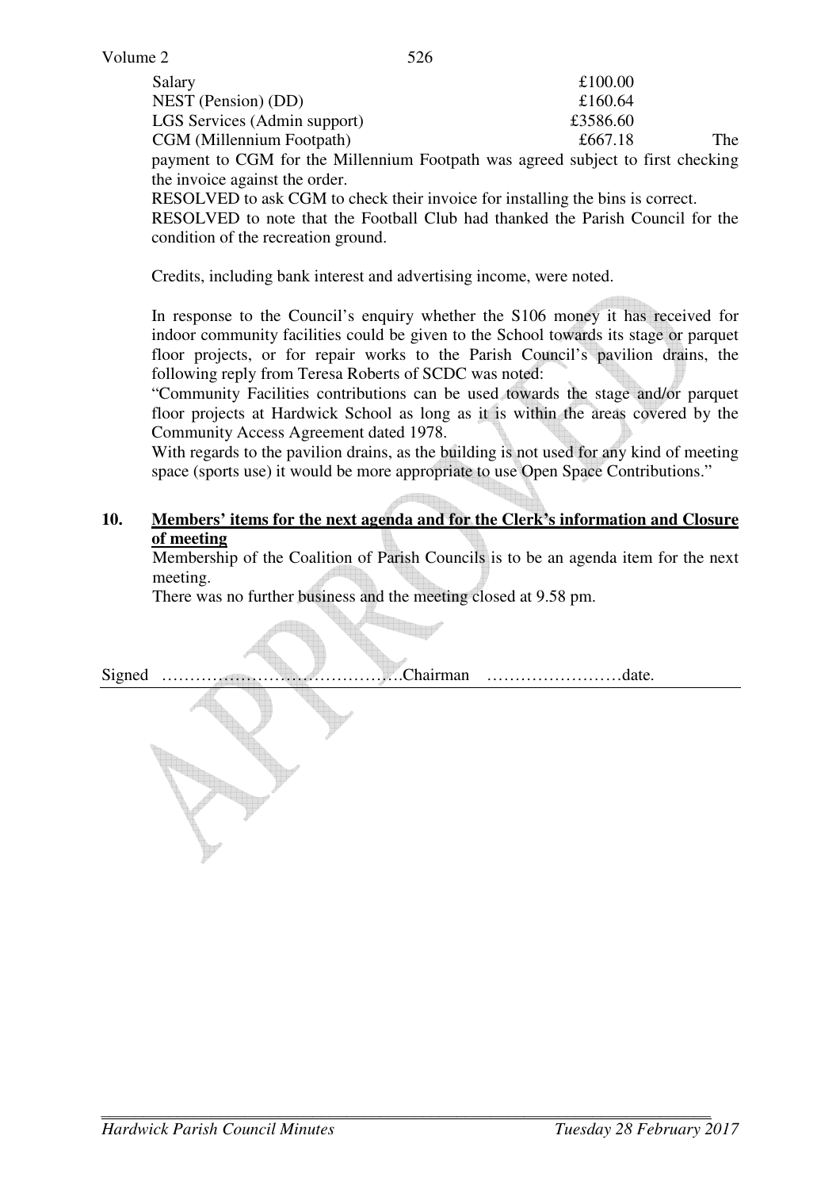| | |
|---|---|
| Salary | £100.00 |
| NEST (Pension) (DD) | £160.64 |
| LGS Services (Admin support) | £3586.60 |
| CGM (Millennium Footpath) | £667.18 |

The payment to CGM for the Millennium Footpath was agreed subject to first checking the invoice against the order.

RESOLVED to ask CGM to check their invoice for installing the bins is correct.

RESOLVED to note that the Football Club had thanked the Parish Council for the condition of the recreation ground.

Credits, including bank interest and advertising income, were noted.

In response to the Council's enquiry whether the S106 money it has received for indoor community facilities could be given to the School towards its stage or parquet floor projects, or for repair works to the Parish Council's pavilion drains, the following reply from Teresa Roberts of SCDC was noted:

"Community Facilities contributions can be used towards the stage and/or parquet floor projects at Hardwick School as long as it is within the areas covered by the Community Access Agreement dated 1978.

With regards to the pavilion drains, as the building is not used for any kind of meeting space (sports use) it would be more appropriate to use Open Space Contributions."

## 10. Members' items for the next agenda and for the Clerk's information and Closure of meeting

Membership of the Coalition of Parish Councils is to be an agenda item for the next meeting.

There was no further business and the meeting closed at 9.58 pm.

Signed …………………………………….Chairman ……………………date.